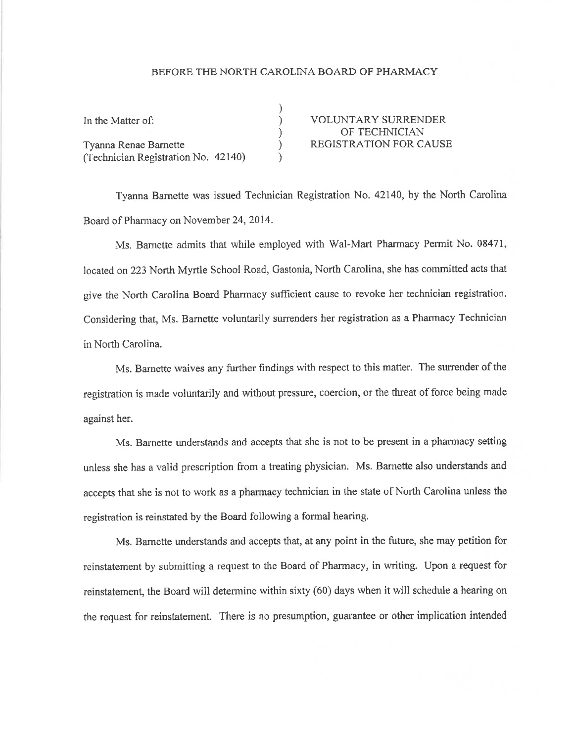BEFORE THE NORTH CAROLINA BOARD OF PHARMACY

| | | |
|---|---|---|
| In the Matter of: | ) | VOLUNTARY SURRENDER |
| | ) | OF TECHNICIAN |
| Tyanna Renae Barnette | ) | REGISTRATION FOR CAUSE |
| (Technician Registration No. 42140) | ) | |

Tyanna Barnette was issued Technician Registration No. 42140, by the North Carolina Board of Pharmacy on November 24, 2014.

Ms. Barnette admits that while employed with Wal-Mart Pharmacy Permit No. 08471, located on 223 North Myrtle School Road, Gastonia, North Carolina, she has committed acts that give the North Carolina Board Pharmacy sufficient cause to revoke her technician registration. Considering that, Ms. Barnette voluntarily surrenders her registration as a Pharmacy Technician in North Carolina.

Ms. Barnette waives any further findings with respect to this matter. The surrender of the registration is made voluntarily and without pressure, coercion, or the threat of force being made against her.

Ms. Barnette understands and accepts that she is not to be present in a pharmacy setting unless she has a valid prescription from a treating physician. Ms. Barnette also understands and accepts that she is not to work as a pharmacy technician in the state of North Carolina unless the registration is reinstated by the Board following a formal hearing.

Ms. Barnette understands and accepts that, at any point in the future, she may petition for reinstatement by submitting a request to the Board of Pharmacy, in writing. Upon a request for reinstatement, the Board will determine within sixty (60) days when it will schedule a hearing on the request for reinstatement. There is no presumption, guarantee or other implication intended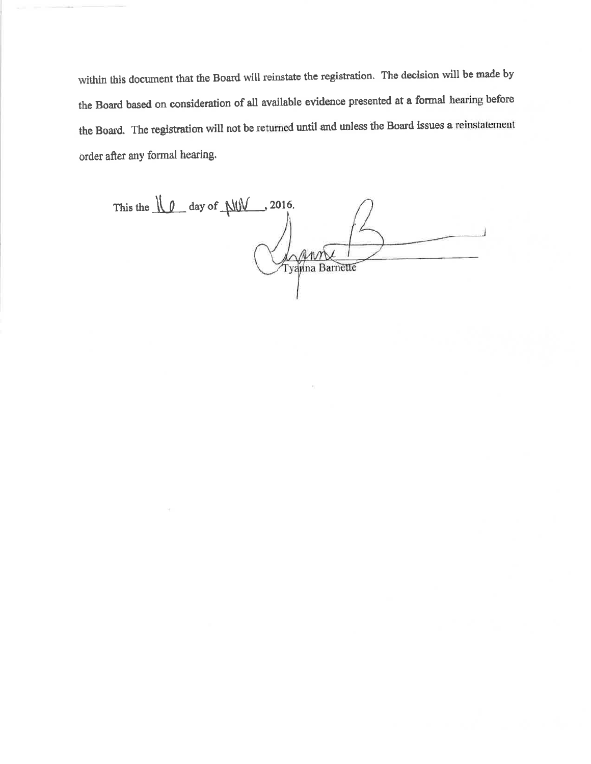within this document that the Board will reinstate the registration. The decision will be made by the Board based on consideration of all available evidence presented at a formal hearing before the Board. The registration will not be returned until and unless the Board issues a reinstatement order after any formal hearing.

This the 16 day of NOV, 2016.

Tyanna Barnette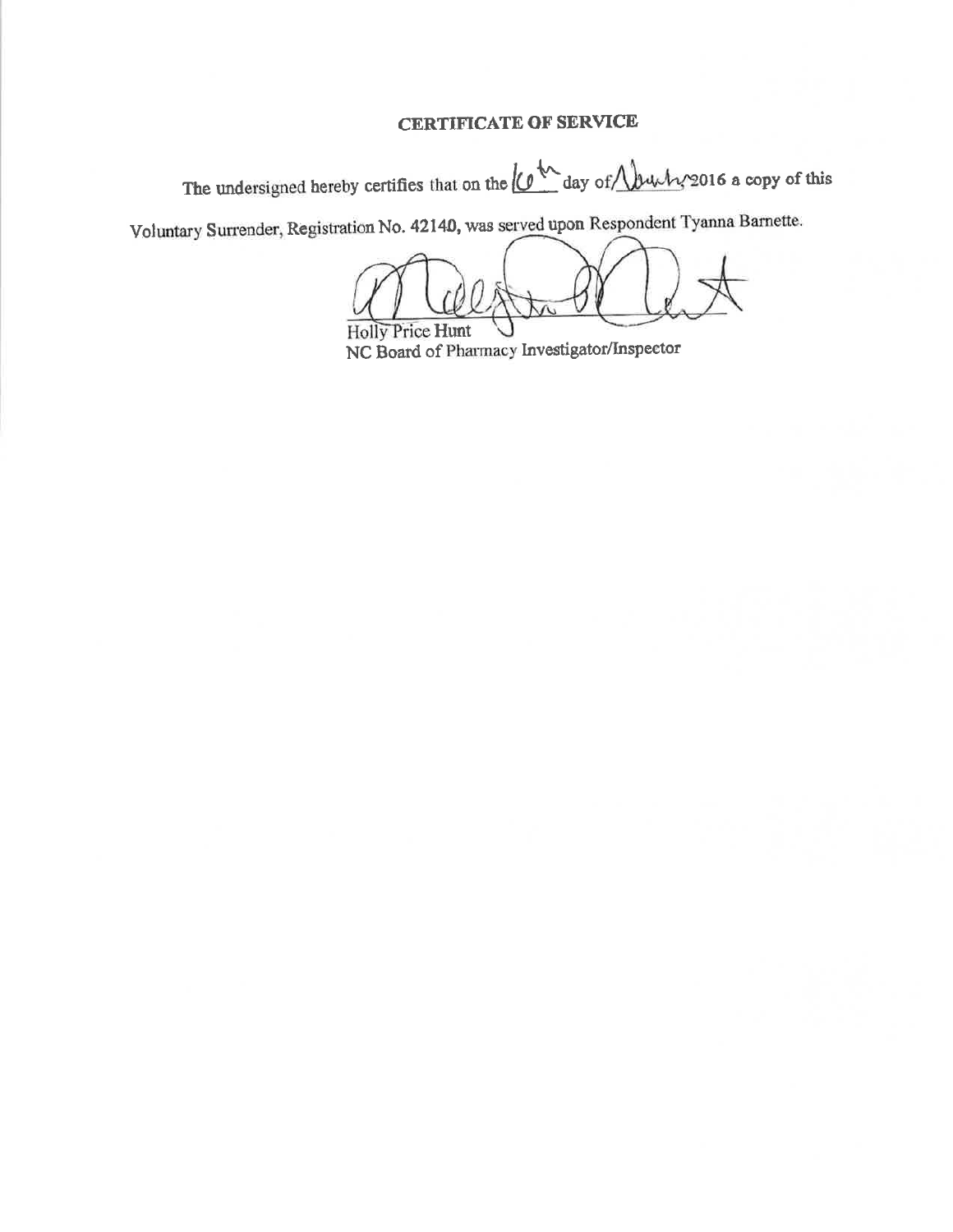# CERTIFICATE OF SERVICE

The undersigned hereby certifies that on the 6th day of March 2016 a copy of this Voluntary Surrender, Registration No. 42140, was served upon Respondent Tyanna Barnette.

Holly Price Hunt
NC Board of Pharmacy Investigator/Inspector